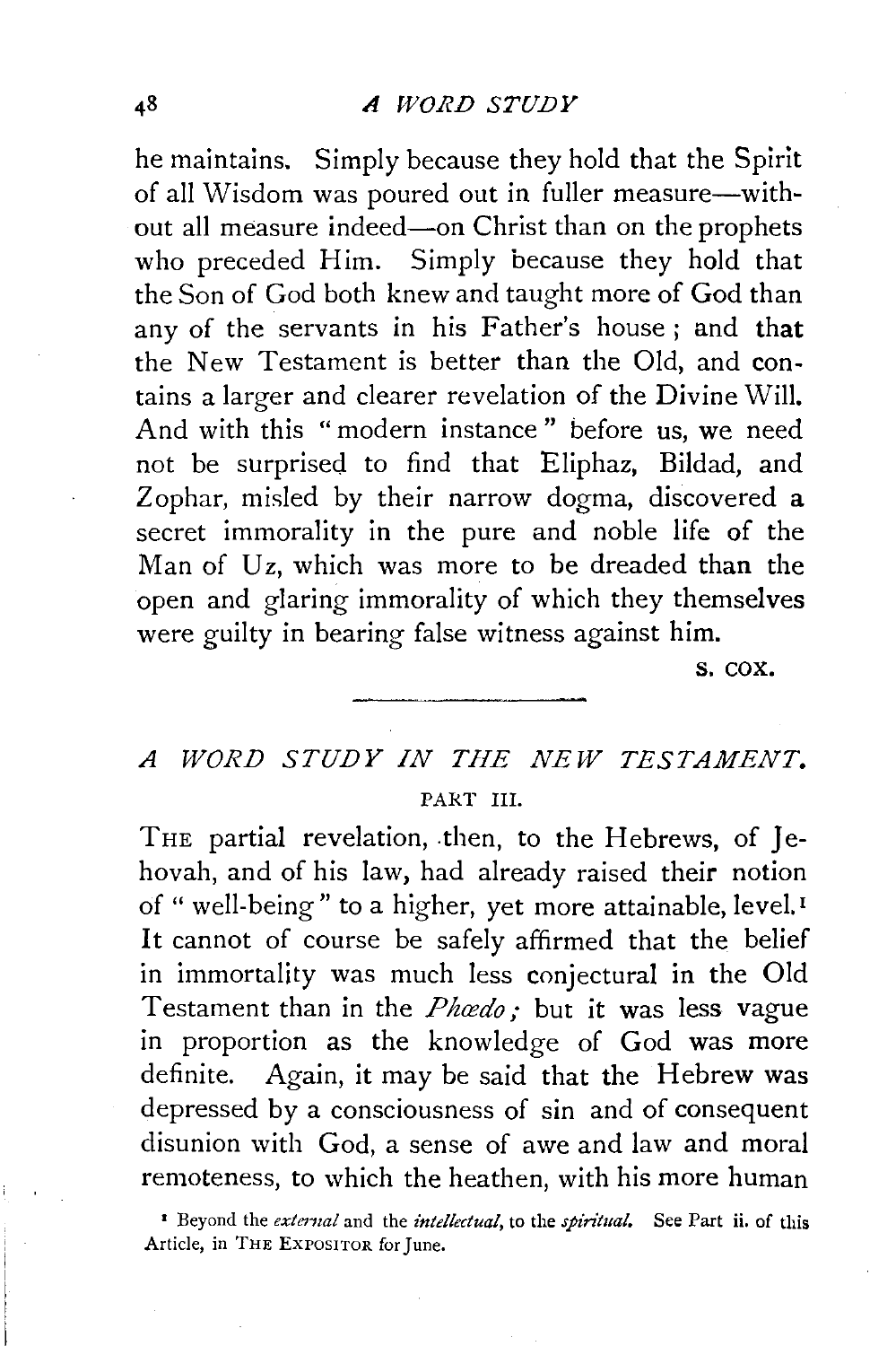he maintains. Simply because they hold that the Spirit of all Wisdom was poured out in fuller measure—without all measure indeed—on Christ than on the prophets who preceded Him. Simply because they hold that the Son of God both knew and taught more of God than any of the servants in his Father's house; and that the New Testament is better than the Old, and contains a larger and clearer revelation of the Divine Will. And with this "modern instance" before us, we need not be surprised to find that Eliphaz, Bildad, and Zophar, misled by their narrow dogma, discovered a secret immorality in the pure and noble life of the Man of Uz, which was more to be dreaded than the open and glaring immorality of which they themselves were guilty in bearing false witness against him.

S. COX.

---

## *A WORD STUDY IN THE NEW TESTAMENT.*

PART III.

THE partial revelation, then, to the Hebrews, of Jehovah, and of his law, had already raised their notion of "well-being" to a higher, yet more attainable, level.[1] It cannot of course be safely affirmed that the belief in immortality was much less conjectural in the Old Testament than in the *Phœdo;* but it was less vague in proportion as the knowledge of God was more definite. Again, it may be said that the Hebrew was depressed by a consciousness of sin and of consequent disunion with God, a sense of awe and law and moral remoteness, to which the heathen, with his more human

[1] Beyond the *external* and the *intellectual*, to the *spiritual.* See Part ii. of this Article, in THE EXPOSITOR for June.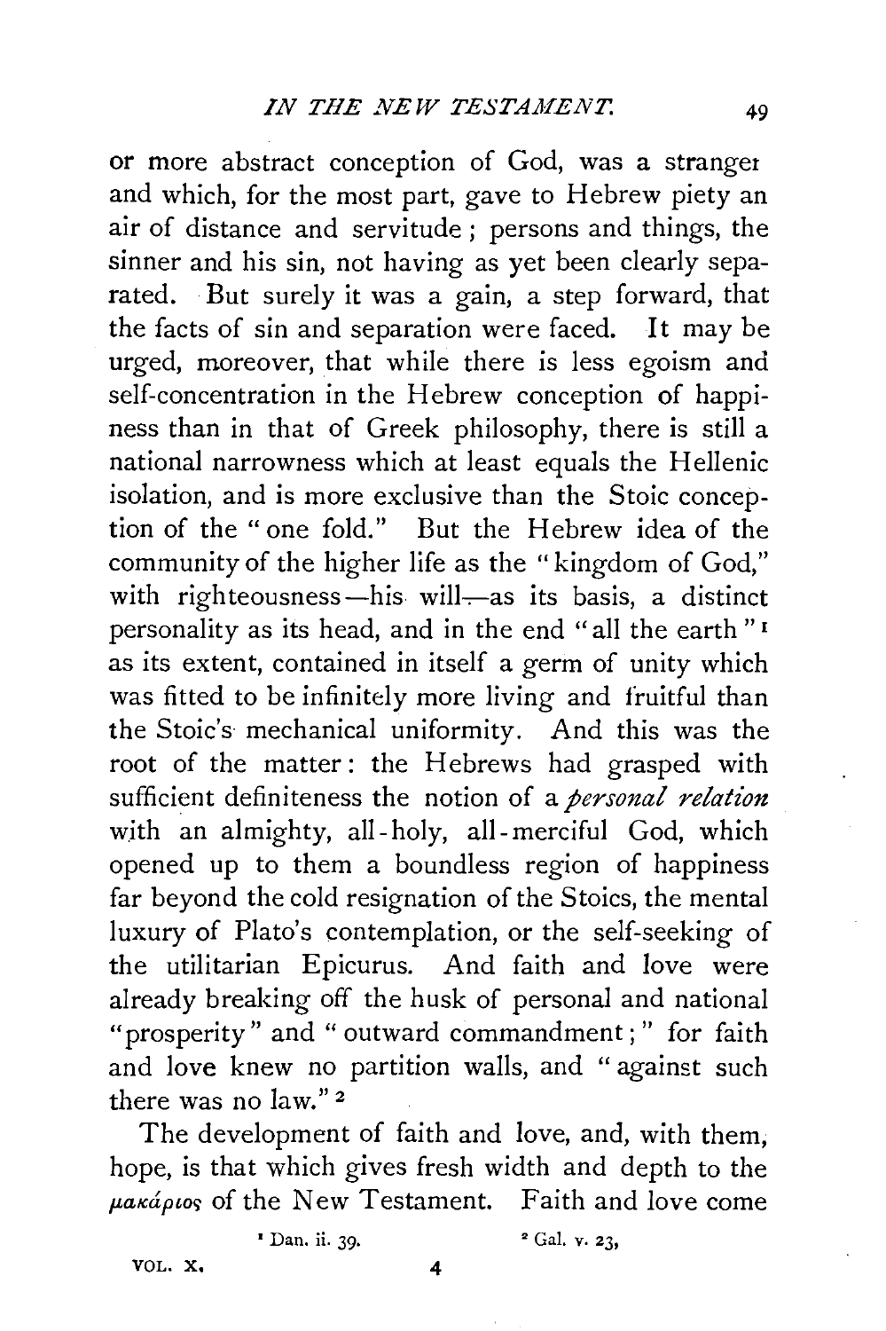or more abstract conception of God, was a stranger and which, for the most part, gave to Hebrew piety an air of distance and servitude; persons and things, the sinner and his sin, not having as yet been clearly separated. But surely it was a gain, a step forward, that the facts of sin and separation were faced. It may be urged, moreover, that while there is less egoism and self-concentration in the Hebrew conception of happiness than in that of Greek philosophy, there is still a national narrowness which at least equals the Hellenic isolation, and is more exclusive than the Stoic conception of the "one fold." But the Hebrew idea of the community of the higher life as the "kingdom of God," with righteousness—his will—as its basis, a distinct personality as its head, and in the end "all the earth"[1] as its extent, contained in itself a germ of unity which was fitted to be infinitely more living and fruitful than the Stoic's mechanical uniformity. And this was the root of the matter: the Hebrews had grasped with sufficient definiteness the notion of a *personal relation* with an almighty, all-holy, all-merciful God, which opened up to them a boundless region of happiness far beyond the cold resignation of the Stoics, the mental luxury of Plato's contemplation, or the self-seeking of the utilitarian Epicurus. And faith and love were already breaking off the husk of personal and national "prosperity" and "outward commandment;" for faith and love knew no partition walls, and "against such there was no law."[2]

The development of faith and love, and, with them, hope, is that which gives fresh width and depth to the μακάριος of the New Testament. Faith and love come

[1] Dan. ii. 39.

[2] Gal. v. 23.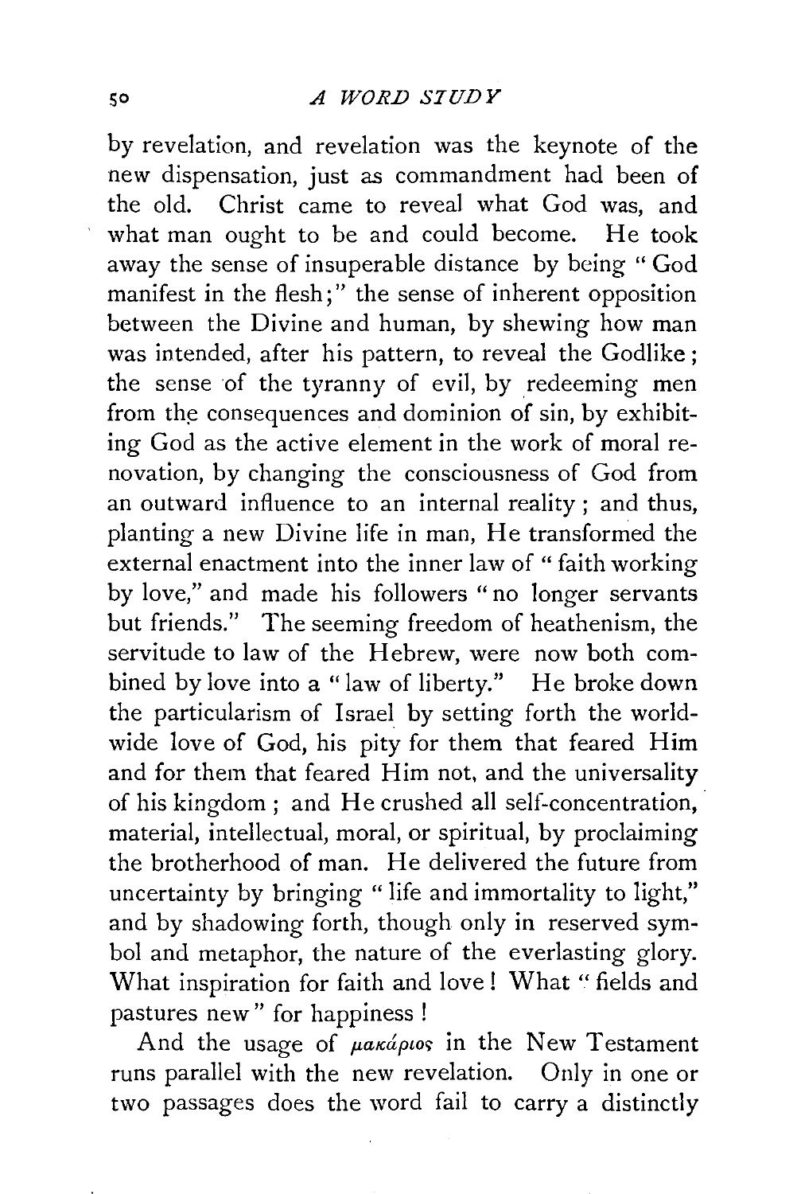by revelation, and revelation was the keynote of the new dispensation, just as commandment had been of the old. Christ came to reveal what God was, and what man ought to be and could become. He took away the sense of insuperable distance by being "God manifest in the flesh;" the sense of inherent opposition between the Divine and human, by shewing how man was intended, after his pattern, to reveal the Godlike; the sense of the tyranny of evil, by redeeming men from the consequences and dominion of sin, by exhibiting God as the active element in the work of moral renovation, by changing the consciousness of God from an outward influence to an internal reality; and thus, planting a new Divine life in man, He transformed the external enactment into the inner law of "faith working by love," and made his followers "no longer servants but friends." The seeming freedom of heathenism, the servitude to law of the Hebrew, were now both combined by love into a "law of liberty." He broke down the particularism of Israel by setting forth the world-wide love of God, his pity for them that feared Him and for them that feared Him not, and the universality of his kingdom; and He crushed all self-concentration, material, intellectual, moral, or spiritual, by proclaiming the brotherhood of man. He delivered the future from uncertainty by bringing "life and immortality to light," and by shadowing forth, though only in reserved symbol and metaphor, the nature of the everlasting glory. What inspiration for faith and love! What "fields and pastures new" for happiness!

And the usage of *μακάριος* in the New Testament runs parallel with the new revelation. Only in one or two passages does the word fail to carry a distinctly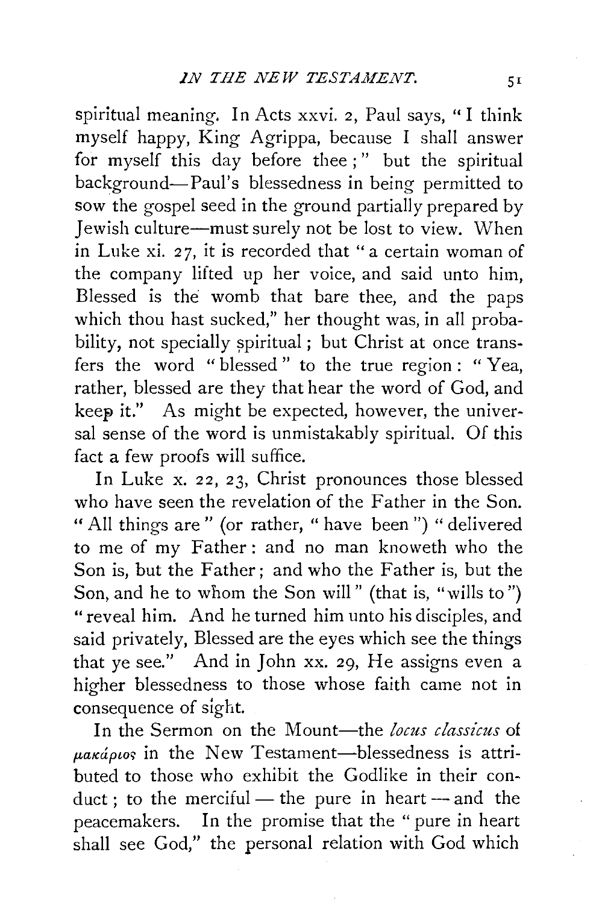spiritual meaning. In Acts xxvi. 2, Paul says, "I think myself happy, King Agrippa, because I shall answer for myself this day before thee;" but the spiritual background—Paul's blessedness in being permitted to sow the gospel seed in the ground partially prepared by Jewish culture—must surely not be lost to view. When in Luke xi. 27, it is recorded that "a certain woman of the company lifted up her voice, and said unto him, Blessed is the womb that bare thee, and the paps which thou hast sucked," her thought was, in all probability, not specially spiritual; but Christ at once transfers the word "blessed" to the true region: "Yea, rather, blessed are they that hear the word of God, and keep it." As might be expected, however, the universal sense of the word is unmistakably spiritual. Of this fact a few proofs will suffice.

In Luke x. 22, 23, Christ pronounces those blessed who have seen the revelation of the Father in the Son. "All things are" (or rather, "have been") "delivered to me of my Father: and no man knoweth who the Son is, but the Father; and who the Father is, but the Son, and he to whom the Son will" (that is, "wills to") "reveal him. And he turned him unto his disciples, and said privately, Blessed are the eyes which see the things that ye see." And in John xx. 29, He assigns even a higher blessedness to those whose faith came not in consequence of sight.

In the Sermon on the Mount—the *locus classicus* of μακάριος in the New Testament—blessedness is attributed to those who exhibit the Godlike in their conduct; to the merciful — the pure in heart — and the peacemakers. In the promise that the "pure in heart shall see God," the personal relation with God which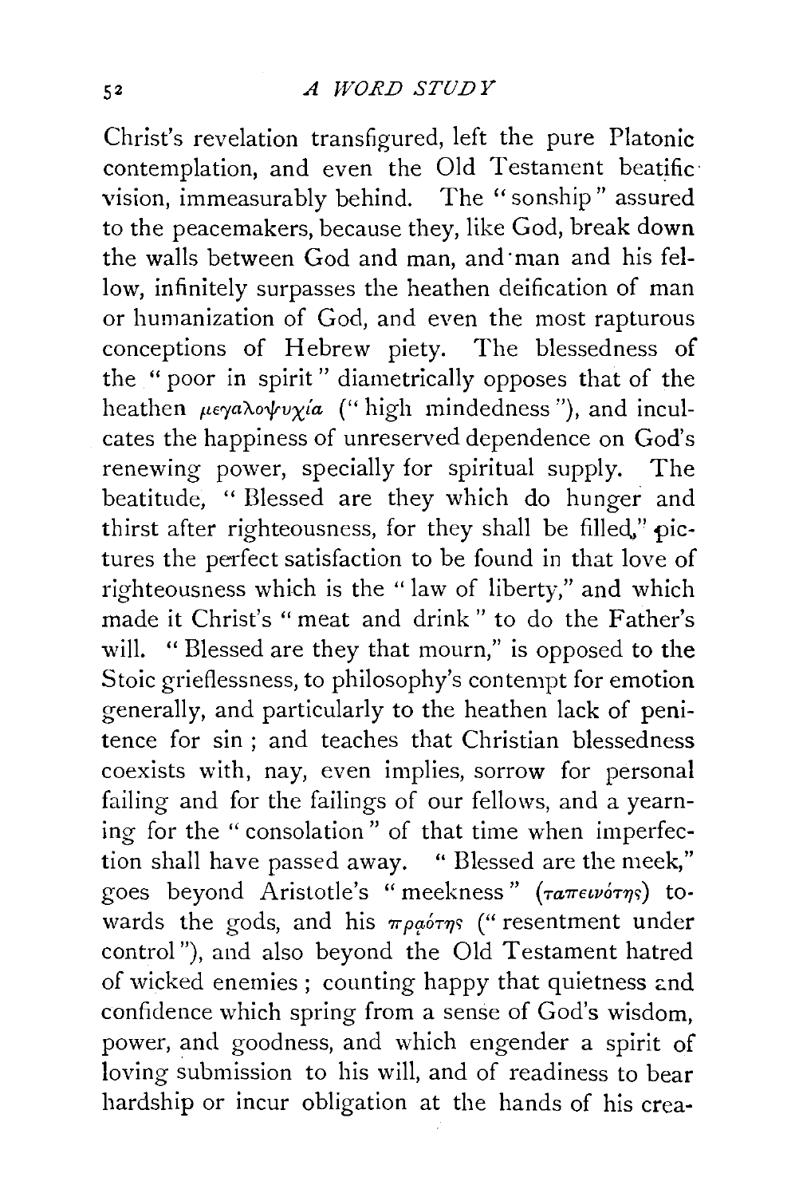Christ's revelation transfigured, left the pure Platonic contemplation, and even the Old Testament beatific vision, immeasurably behind. The "sonship" assured to the peacemakers, because they, like God, break down the walls between God and man, and man and his fellow, infinitely surpasses the heathen deification of man or humanization of God, and even the most rapturous conceptions of Hebrew piety. The blessedness of the "poor in spirit" diametrically opposes that of the heathen μεγαλοψυχία ("high mindedness"), and inculcates the happiness of unreserved dependence on God's renewing power, specially for spiritual supply. The beatitude, "Blessed are they which do hunger and thirst after righteousness, for they shall be filled," pictures the perfect satisfaction to be found in that love of righteousness which is the "law of liberty," and which made it Christ's "meat and drink" to do the Father's will. "Blessed are they that mourn," is opposed to the Stoic grieflessness, to philosophy's contempt for emotion generally, and particularly to the heathen lack of penitence for sin; and teaches that Christian blessedness coexists with, nay, even implies, sorrow for personal failing and for the failings of our fellows, and a yearning for the "consolation" of that time when imperfection shall have passed away. "Blessed are the meek," goes beyond Aristotle's "meekness" (ταπεινότης) towards the gods, and his πρᾳότης ("resentment under control"), and also beyond the Old Testament hatred of wicked enemies; counting happy that quietness and confidence which spring from a sense of God's wisdom, power, and goodness, and which engender a spirit of loving submission to his will, and of readiness to bear hardship or incur obligation at the hands of his crea-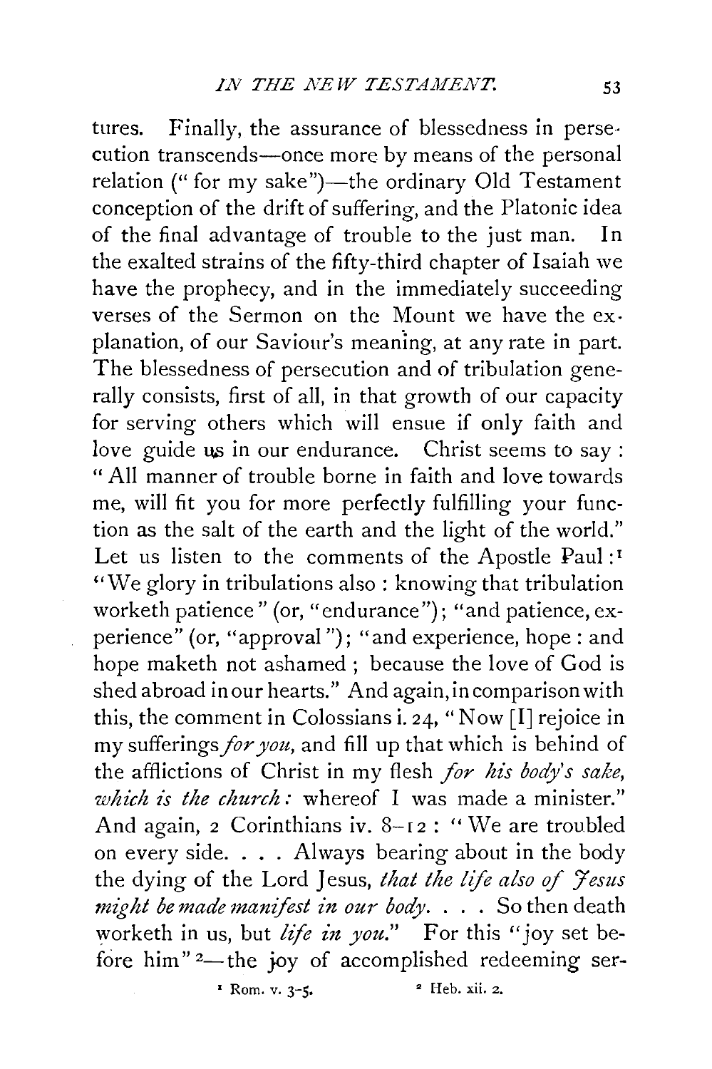tures. Finally, the assurance of blessedness in persecution transcends—once more by means of the personal relation ("for my sake")—the ordinary Old Testament conception of the drift of suffering, and the Platonic idea of the final advantage of trouble to the just man. In the exalted strains of the fifty-third chapter of Isaiah we have the prophecy, and in the immediately succeeding verses of the Sermon on the Mount we have the explanation, of our Saviour's meaning, at any rate in part. The blessedness of persecution and of tribulation generally consists, first of all, in that growth of our capacity for serving others which will ensue if only faith and love guide us in our endurance. Christ seems to say: "All manner of trouble borne in faith and love towards me, will fit you for more perfectly fulfilling your function as the salt of the earth and the light of the world." Let us listen to the comments of the Apostle Paul:[1] "We glory in tribulations also: knowing that tribulation worketh patience" (or, "endurance"); "and patience, experience" (or, "approval"); "and experience, hope: and hope maketh not ashamed; because the love of God is shed abroad in our hearts." And again, in comparison with this, the comment in Colossians i. 24, "Now [I] rejoice in my sufferings *for you*, and fill up that which is behind of the afflictions of Christ in my flesh *for his body's sake, which is the church:* whereof I was made a minister." And again, 2 Corinthians iv. 8–12: "We are troubled on every side. . . . Always bearing about in the body the dying of the Lord Jesus, *that the life also of Jesus might be made manifest in our body*. . . . So then death worketh in us, but *life in you*." For this "joy set before him"[2]—the joy of accomplished redeeming ser-

[1] Rom. v. 3-5. [2] Heb. xii. 2.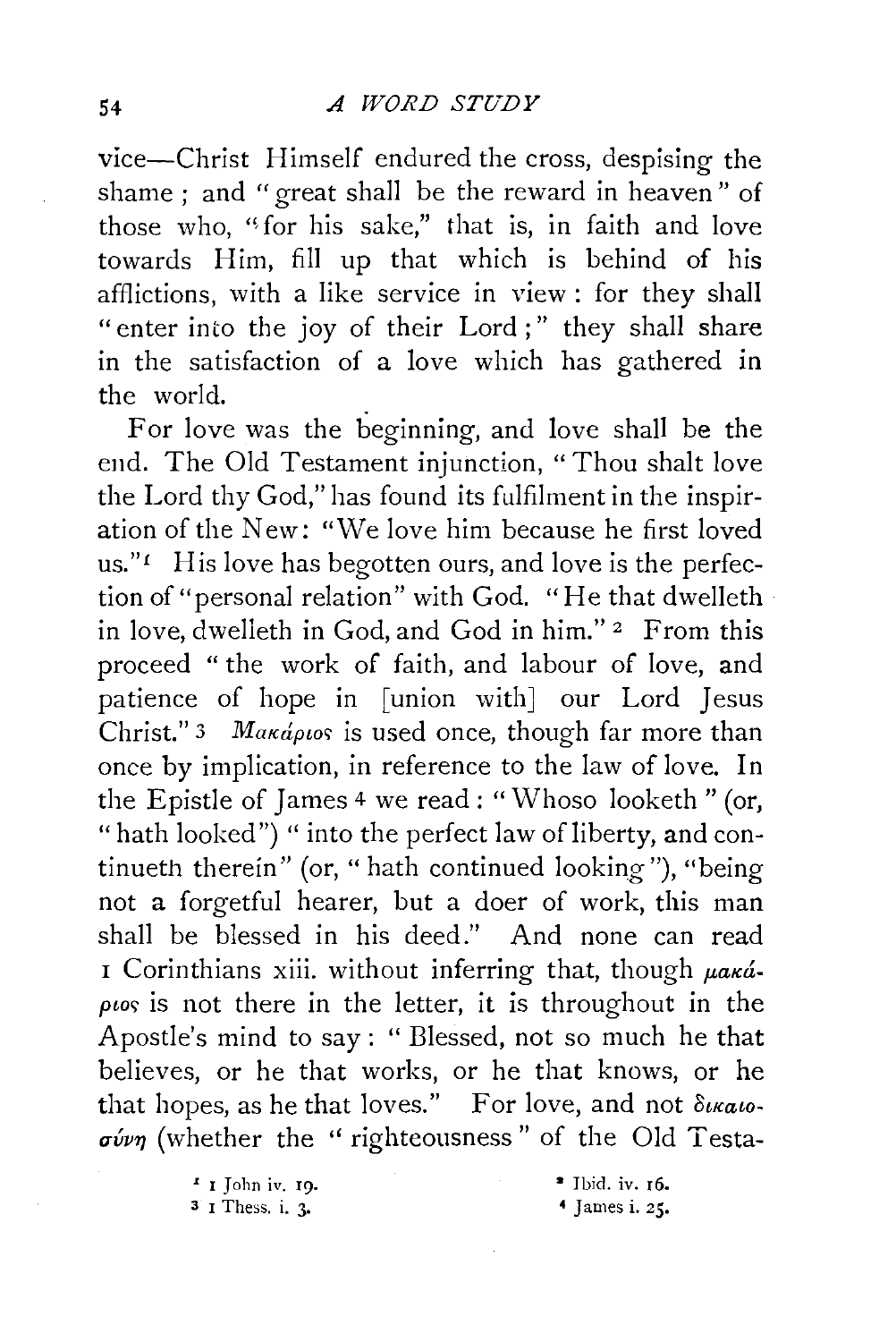vice—Christ Himself endured the cross, despising the shame; and "great shall be the reward in heaven" of those who, "for his sake," that is, in faith and love towards Him, fill up that which is behind of his afflictions, with a like service in view: for they shall "enter into the joy of their Lord;" they shall share in the satisfaction of a love which has gathered in the world.

For love was the beginning, and love shall be the end. The Old Testament injunction, "Thou shalt love the Lord thy God," has found its fulfilment in the inspiration of the New: "We love him because he first loved us."[1] His love has begotten ours, and love is the perfection of "personal relation" with God. "He that dwelleth in love, dwelleth in God, and God in him."[2] From this proceed "the work of faith, and labour of love, and patience of hope in [union with] our Lord Jesus Christ."[3] *Μακάριος* is used once, though far more than once by implication, in reference to the law of love. In the Epistle of James[4] we read: "Whoso looketh" (or, "hath looked") "into the perfect law of liberty, and continueth therein" (or, "hath continued looking"), "being not a forgetful hearer, but a doer of work, this man shall be blessed in his deed." And none can read 1 Corinthians xiii. without inferring that, though *μακάριος* is not there in the letter, it is throughout in the Apostle's mind to say: "Blessed, not so much he that believes, or he that works, or he that knows, or he that hopes, as he that loves." For love, and not *δικαιοσύνη* (whether the "righteousness" of the Old Testa-

[1] 1 John iv. 19.
[2] Ibid. iv. 16.
[3] 1 Thess. i. 3.
[4] James i. 25.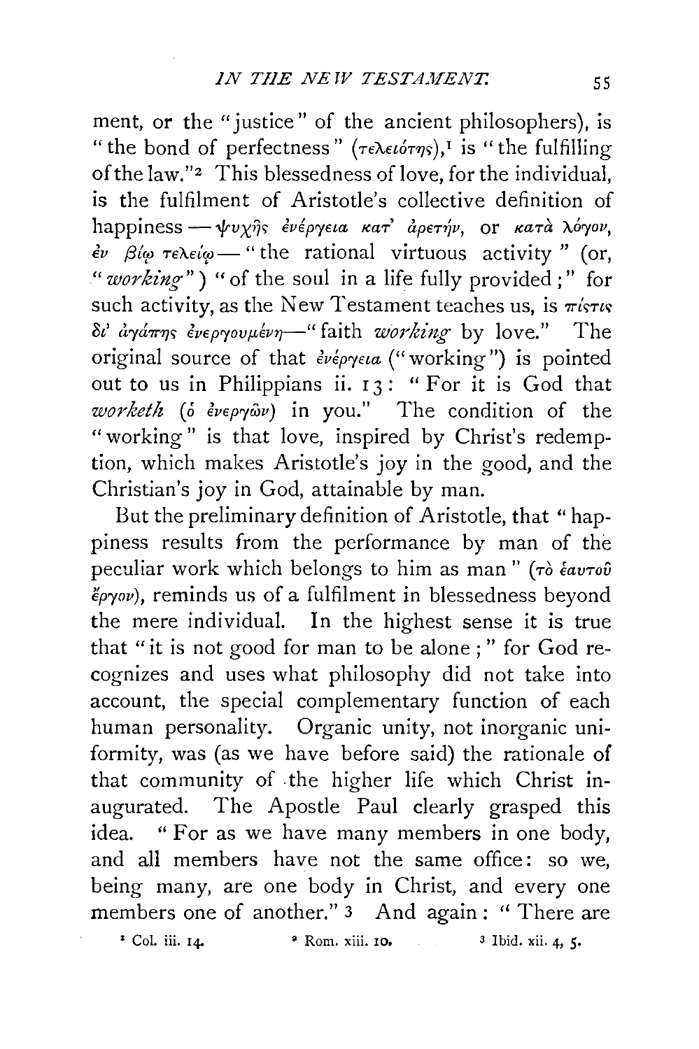ment, or the "justice" of the ancient philosophers), is "the bond of perfectness" (τελειότης),[1] is "the fulfilling of the law."[2] This blessedness of love, for the individual, is the fulfilment of Aristotle's collective definition of happiness — ψυχῆς ἐνέργεια κατ' ἀρετήν, or κατὰ λόγον, ἐν βίῳ τελείῳ — "the rational virtuous activity" (or, "*working*") "of the soul in a life fully provided;" for such activity, as the New Testament teaches us, is πίστις δι' ἀγάπης ἐνεργουμένη—"faith *working* by love." The original source of that ἐνέργεια ("working") is pointed out to us in Philippians ii. 13: "For it is God that *worketh* (ὁ ἐνεργῶν) in you." The condition of the "working" is that love, inspired by Christ's redemption, which makes Aristotle's joy in the good, and the Christian's joy in God, attainable by man.

But the preliminary definition of Aristotle, that "happiness results from the performance by man of the peculiar work which belongs to him as man" (τὸ ἑαυτοῦ ἔργον), reminds us of a fulfilment in blessedness beyond the mere individual. In the highest sense it is true that "it is not good for man to be alone;" for God recognizes and uses what philosophy did not take into account, the special complementary function of each human personality. Organic unity, not inorganic uniformity, was (as we have before said) the rationale of that community of the higher life which Christ inaugurated. The Apostle Paul clearly grasped this idea. "For as we have many members in one body, and all members have not the same office: so we, being many, are one body in Christ, and every one members one of another."[3] And again: "There are

[1] Col. iii. 14. [2] Rom. xiii. 10. [3] Ibid. xii. 4, 5.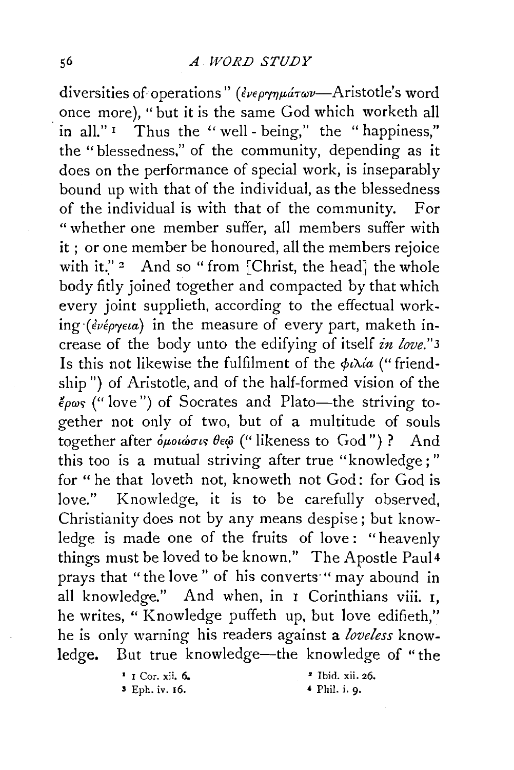diversities of operations" (ἐνεργημάτων—Aristotle's word once more), "but it is the same God which worketh all in all."[1] Thus the "well-being," the "happiness," the "blessedness," of the community, depending as it does on the performance of special work, is inseparably bound up with that of the individual, as the blessedness of the individual is with that of the community. For "whether one member suffer, all members suffer with it; or one member be honoured, all the members rejoice with it."[2] And so "from [Christ, the head] the whole body fitly joined together and compacted by that which every joint supplieth, according to the effectual working (ἐνέργεια) in the measure of every part, maketh increase of the body unto the edifying of itself *in love*."[3] Is this not likewise the fulfilment of the φιλία ("friendship") of Aristotle, and of the half-formed vision of the ἔρως ("love") of Socrates and Plato—the striving together not only of two, but of a multitude of souls together after ὁμοίωσις θεῷ ("likeness to God")? And this too is a mutual striving after true "knowledge;" for "he that loveth not, knoweth not God: for God is love." Knowledge, it is to be carefully observed, Christianity does not by any means despise; but knowledge is made one of the fruits of love: "heavenly things must be loved to be known." The Apostle Paul[4] prays that "the love" of his converts "may abound in all knowledge." And when, in 1 Corinthians viii. 1, he writes, "Knowledge puffeth up, but love edifieth," he is only warning his readers against a *loveless* knowledge. But true knowledge—the knowledge of "the

[1] 1 Cor. xii. 6.
[2] Ibid. xii. 26.
[3] Eph. iv. 16.
[4] Phil. i. 9.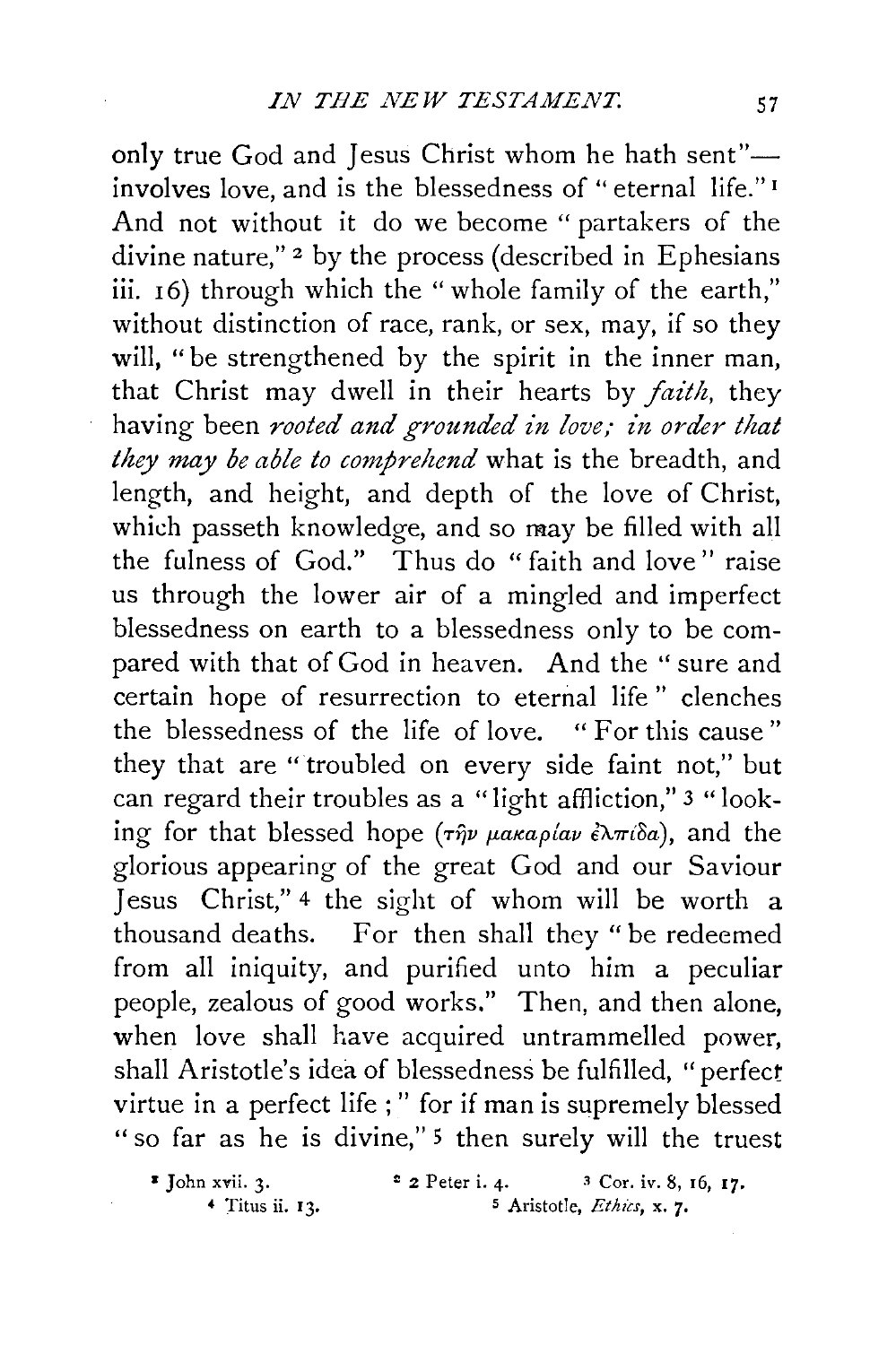only true God and Jesus Christ whom he hath sent"—involves love, and is the blessedness of "eternal life."[1] And not without it do we become "partakers of the divine nature,"[2] by the process (described in Ephesians iii. 16) through which the "whole family of the earth," without distinction of race, rank, or sex, may, if so they will, "be strengthened by the spirit in the inner man, that Christ may dwell in their hearts by *faith*, they having been *rooted and grounded in love; in order that they may be able to comprehend* what is the breadth, and length, and height, and depth of the love of Christ, which passeth knowledge, and so may be filled with all the fulness of God." Thus do "faith and love" raise us through the lower air of a mingled and imperfect blessedness on earth to a blessedness only to be compared with that of God in heaven. And the "sure and certain hope of resurrection to eternal life" clenches the blessedness of the life of love. "For this cause" they that are "troubled on every side faint not," but can regard their troubles as a "light affliction,"[3] "looking for that blessed hope (τὴν μακαρίαν ἐλπίδα), and the glorious appearing of the great God and our Saviour Jesus Christ,"[4] the sight of whom will be worth a thousand deaths. For then shall they "be redeemed from all iniquity, and purified unto him a peculiar people, zealous of good works." Then, and then alone, when love shall have acquired untrammelled power, shall Aristotle's idea of blessedness be fulfilled, "perfect virtue in a perfect life;" for if man is supremely blessed "so far as he is divine,"[5] then surely will the truest

[1] John xvii. 3.
[2] 2 Peter i. 4.
[3] Cor. iv. 8, 16, 17.
[4] Titus ii. 13.
[5] Aristotle, *Ethics*, x. 7.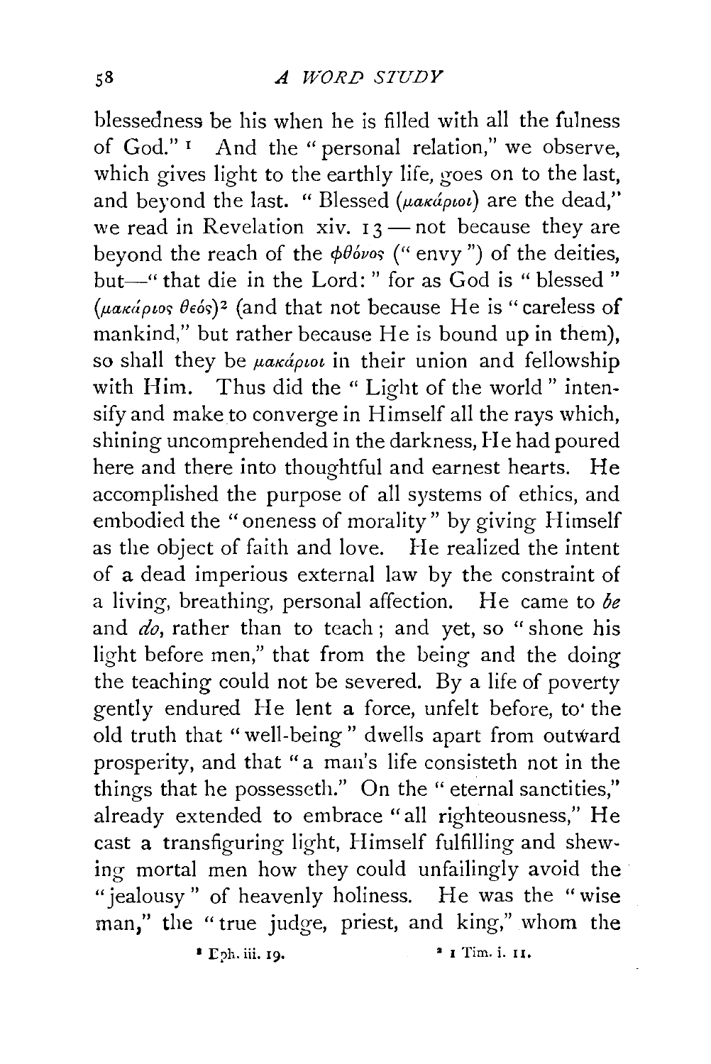blessedness be his when he is filled with all the fulness of God."[1] And the "personal relation," we observe, which gives light to the earthly life, goes on to the last, and beyond the last. "Blessed (μακάριοι) are the dead," we read in Revelation xiv. 13 — not because they are beyond the reach of the φθόνος ("envy") of the deities, but—"that die in the Lord:" for as God is "blessed" (μακάριος θεός)[2] (and that not because He is "careless of mankind," but rather because He is bound up in them), so shall they be μακάριοι in their union and fellowship with Him. Thus did the "Light of the world" intensify and make to converge in Himself all the rays which, shining uncomprehended in the darkness, He had poured here and there into thoughtful and earnest hearts. He accomplished the purpose of all systems of ethics, and embodied the "oneness of morality" by giving Himself as the object of faith and love. He realized the intent of a dead imperious external law by the constraint of a living, breathing, personal affection. He came to *be* and *do*, rather than to teach; and yet, so "shone his light before men," that from the being and the doing the teaching could not be severed. By a life of poverty gently endured He lent a force, unfelt before, to the old truth that "well-being" dwells apart from outward prosperity, and that "a man's life consisteth not in the things that he possesseth." On the "eternal sanctities," already extended to embrace "all righteousness," He cast a transfiguring light, Himself fulfilling and shewing mortal men how they could unfailingly avoid the "jealousy" of heavenly holiness. He was the "wise man," the "true judge, priest, and king," whom the

[1] Eph. iii. 19.

[2] 1 Tim. i. 11.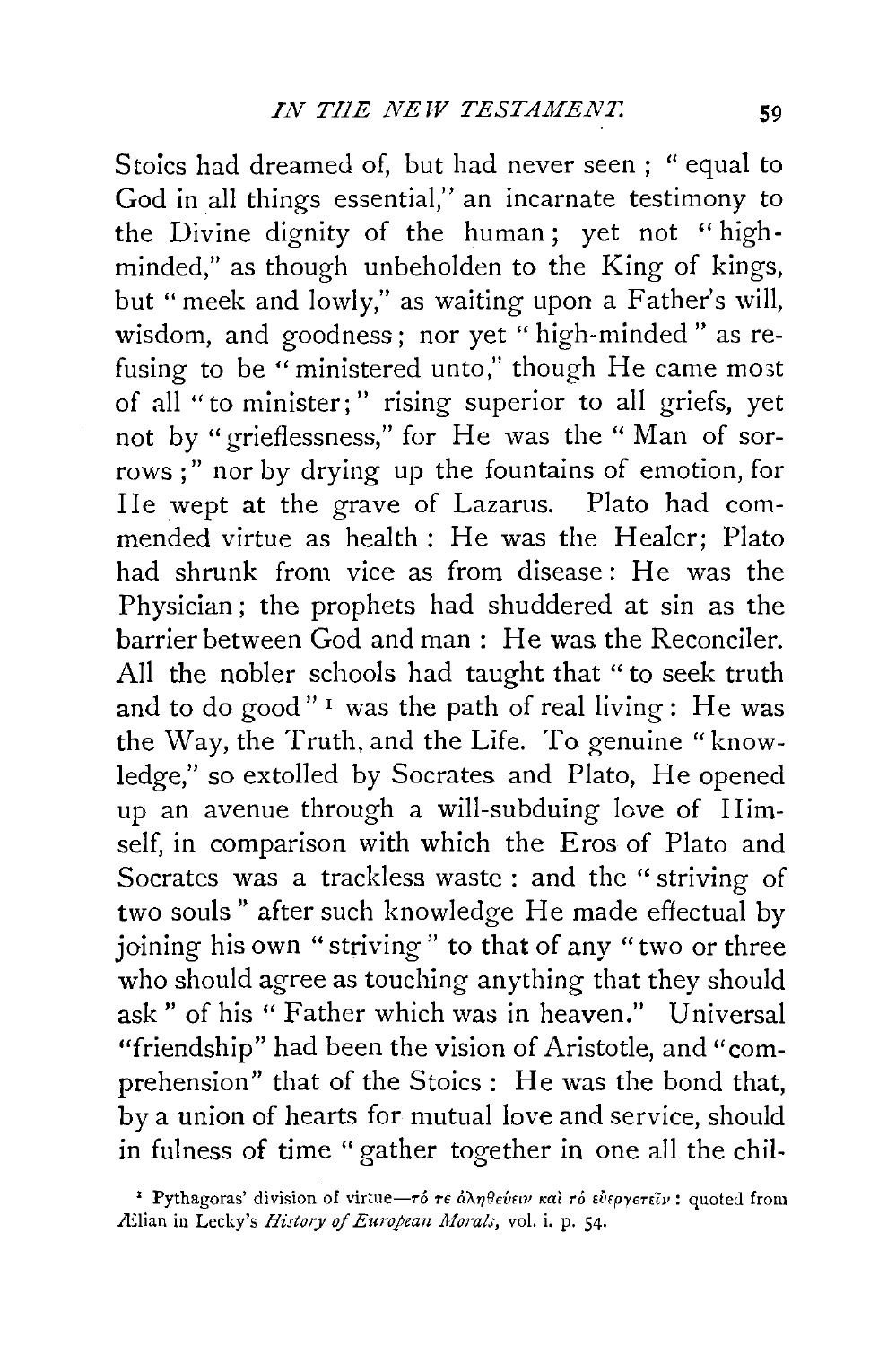Stoics had dreamed of, but had never seen; "equal to God in all things essential," an incarnate testimony to the Divine dignity of the human; yet not "high-minded," as though unbeholden to the King of kings, but "meek and lowly," as waiting upon a Father's will, wisdom, and goodness; nor yet "high-minded" as refusing to be "ministered unto," though He came most of all "to minister;" rising superior to all griefs, yet not by "grieflessness," for He was the "Man of sorrows;" nor by drying up the fountains of emotion, for He wept at the grave of Lazarus. Plato had commended virtue as health: He was the Healer; Plato had shrunk from vice as from disease: He was the Physician; the prophets had shuddered at sin as the barrier between God and man: He was the Reconciler. All the nobler schools had taught that "to seek truth and to do good" [1] was the path of real living: He was the Way, the Truth, and the Life. To genuine "knowledge," so extolled by Socrates and Plato, He opened up an avenue through a will-subduing love of Himself, in comparison with which the Eros of Plato and Socrates was a trackless waste: and the "striving of two souls" after such knowledge He made effectual by joining his own "striving" to that of any "two or three who should agree as touching anything that they should ask" of his "Father which was in heaven." Universal "friendship" had been the vision of Aristotle, and "comprehension" that of the Stoics: He was the bond that, by a union of hearts for mutual love and service, should in fulness of time "gather together in one all the chil-

[1] Pythagoras' division of virtue—τό τε ἀληθεύειν καὶ τὸ εὐεργετεῖν: quoted from Ælian in Lecky's *History of European Morals*, vol. i. p. 54.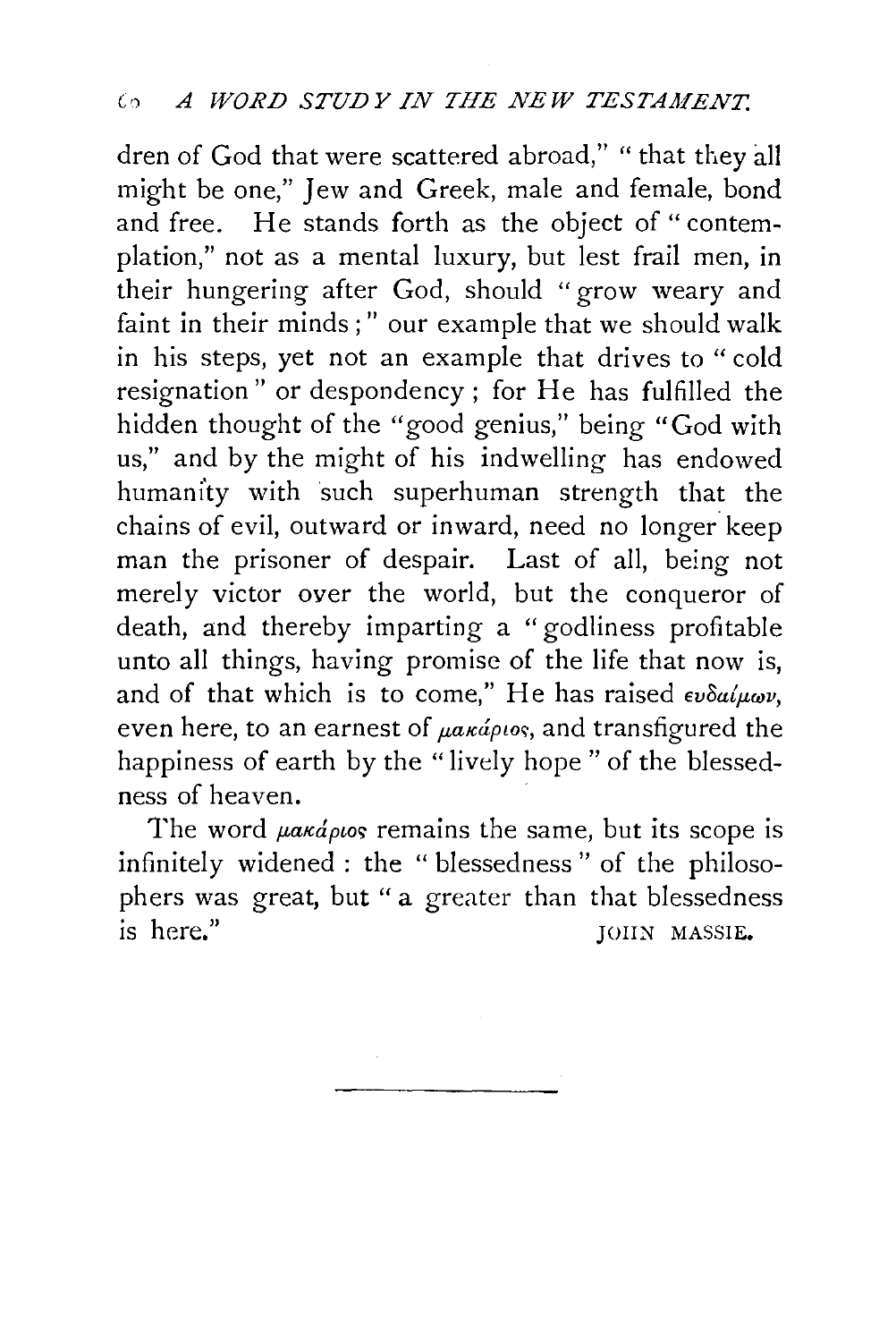dren of God that were scattered abroad," "that they all might be one," Jew and Greek, male and female, bond and free. He stands forth as the object of "contemplation," not as a mental luxury, but lest frail men, in their hungering after God, should "grow weary and faint in their minds;" our example that we should walk in his steps, yet not an example that drives to "cold resignation" or despondency; for He has fulfilled the hidden thought of the "good genius," being "God with us," and by the might of his indwelling has endowed humanity with such superhuman strength that the chains of evil, outward or inward, need no longer keep man the prisoner of despair. Last of all, being not merely victor over the world, but the conqueror of death, and thereby imparting a "godliness profitable unto all things, having promise of the life that now is, and of that which is to come," He has raised *ευδαίμων*, even here, to an earnest of *μακάριος*, and transfigured the happiness of earth by the "lively hope" of the blessedness of heaven.

The word *μακάριος* remains the same, but its scope is infinitely widened: the "blessedness" of the philosophers was great, but "a greater than that blessedness is here."

JOHN MASSIE.